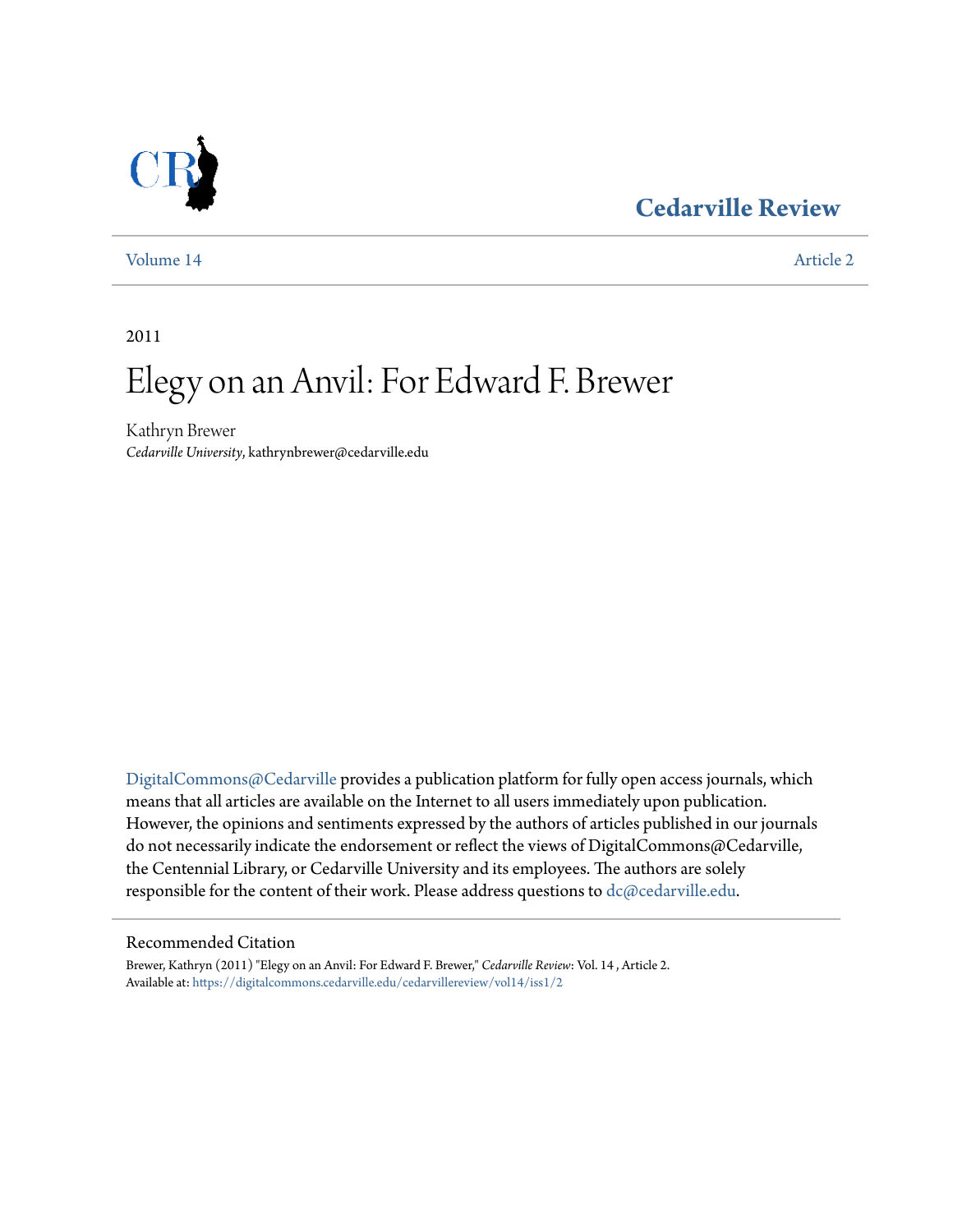Cedarville Review

Volume 14 | Article 2

2011

# Elegy on an Anvil: For Edward F. Brewer

Kathryn Brewer
*Cedarville University*, kathrynbrewer@cedarville.edu

DigitalCommons@Cedarville provides a publication platform for fully open access journals, which means that all articles are available on the Internet to all users immediately upon publication. However, the opinions and sentiments expressed by the authors of articles published in our journals do not necessarily indicate the endorsement or reflect the views of DigitalCommons@Cedarville, the Centennial Library, or Cedarville University and its employees. The authors are solely responsible for the content of their work. Please address questions to dc@cedarville.edu.

## Recommended Citation

Brewer, Kathryn (2011) "Elegy on an Anvil: For Edward F. Brewer," *Cedarville Review*: Vol. 14 , Article 2.
Available at: https://digitalcommons.cedarville.edu/cedarvillereview/vol14/iss1/2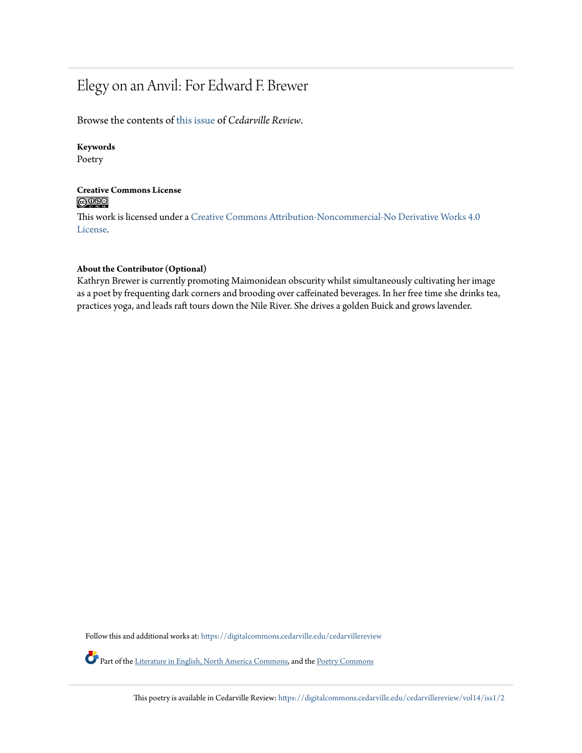# Elegy on an Anvil: For Edward F. Brewer

Browse the contents of this issue of *Cedarville Review*.

**Keywords**

Poetry

**Creative Commons License**

This work is licensed under a Creative Commons Attribution-Noncommercial-No Derivative Works 4.0 License.

**About the Contributor (Optional)**

Kathryn Brewer is currently promoting Maimonidean obscurity whilst simultaneously cultivating her image as a poet by frequenting dark corners and brooding over caffeinated beverages. In her free time she drinks tea, practices yoga, and leads raft tours down the Nile River. She drives a golden Buick and grows lavender.

Follow this and additional works at: https://digitalcommons.cedarville.edu/cedarvillereview

Part of the Literature in English, North America Commons, and the Poetry Commons

This poetry is available in Cedarville Review: https://digitalcommons.cedarville.edu/cedarvillereview/vol14/iss1/2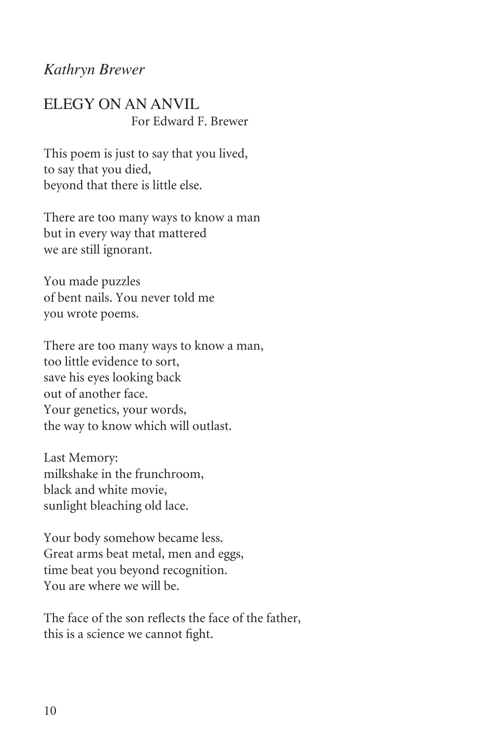*Kathryn Brewer*

## ELEGY ON AN ANVIL

For Edward F. Brewer

This poem is just to say that you lived,
to say that you died,
beyond that there is little else.

There are too many ways to know a man
but in every way that mattered
we are still ignorant.

You made puzzles
of bent nails. You never told me
you wrote poems.

There are too many ways to know a man,
too little evidence to sort,
save his eyes looking back
out of another face.
Your genetics, your words,
the way to know which will outlast.

Last Memory:
milkshake in the frunchroom,
black and white movie,
sunlight bleaching old lace.

Your body somehow became less.
Great arms beat metal, men and eggs,
time beat you beyond recognition.
You are where we will be.

The face of the son reflects the face of the father,
this is a science we cannot fight.